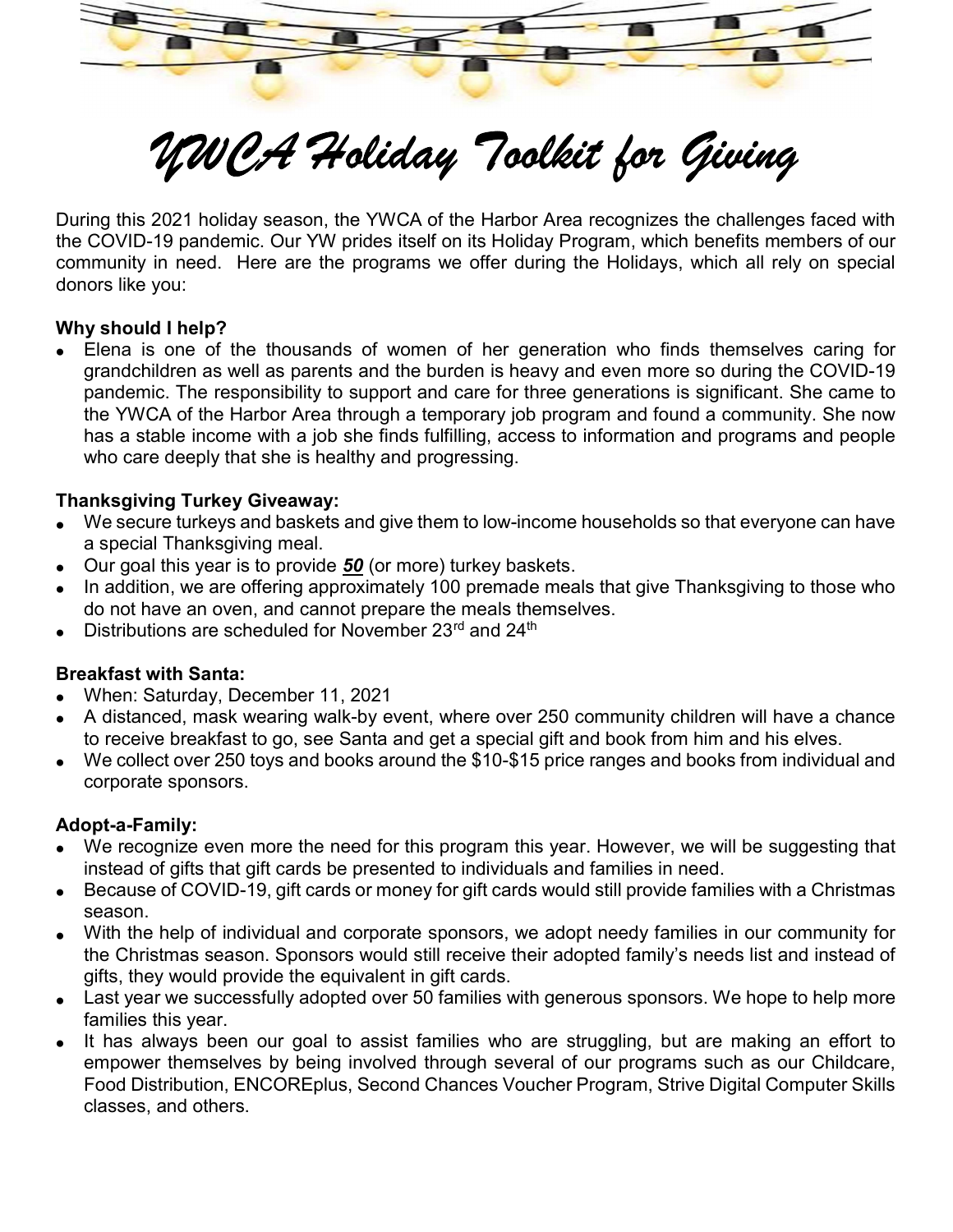# *YWCA Holiday Toolkit for Giving*

During this 2021 holiday season, the YWCA of the Harbor Area recognizes the challenges faced with the COVID-19 pandemic. Our YW prides itself on its Holiday Program, which benefits members of our community in need. Here are the programs we offer during the Holidays, which all rely on special donors like you:

**Why should I help?**

- Elena is one of the thousands of women of her generation who finds themselves caring for grandchildren as well as parents and the burden is heavy and even more so during the COVID-19 pandemic. The responsibility to support and care for three generations is significant. She came to the YWCA of the Harbor Area through a temporary job program and found a community. She now has a stable income with a job she finds fulfilling, access to information and programs and people who care deeply that she is healthy and progressing.

**Thanksgiving Turkey Giveaway:**

- We secure turkeys and baskets and give them to low-income households so that everyone can have a special Thanksgiving meal.
- Our goal this year is to provide ***50*** (or more) turkey baskets.
- In addition, we are offering approximately 100 premade meals that give Thanksgiving to those who do not have an oven, and cannot prepare the meals themselves.
- Distributions are scheduled for November 23rd and 24th

**Breakfast with Santa:**

- When: Saturday, December 11, 2021
- A distanced, mask wearing walk-by event, where over 250 community children will have a chance to receive breakfast to go, see Santa and get a special gift and book from him and his elves.
- We collect over 250 toys and books around the $10-$15 price ranges and books from individual and corporate sponsors.

**Adopt-a-Family:**

- We recognize even more the need for this program this year. However, we will be suggesting that instead of gifts that gift cards be presented to individuals and families in need.
- Because of COVID-19, gift cards or money for gift cards would still provide families with a Christmas season.
- With the help of individual and corporate sponsors, we adopt needy families in our community for the Christmas season. Sponsors would still receive their adopted family's needs list and instead of gifts, they would provide the equivalent in gift cards.
- Last year we successfully adopted over 50 families with generous sponsors. We hope to help more families this year.
- It has always been our goal to assist families who are struggling, but are making an effort to empower themselves by being involved through several of our programs such as our Childcare, Food Distribution, ENCOREplus, Second Chances Voucher Program, Strive Digital Computer Skills classes, and others.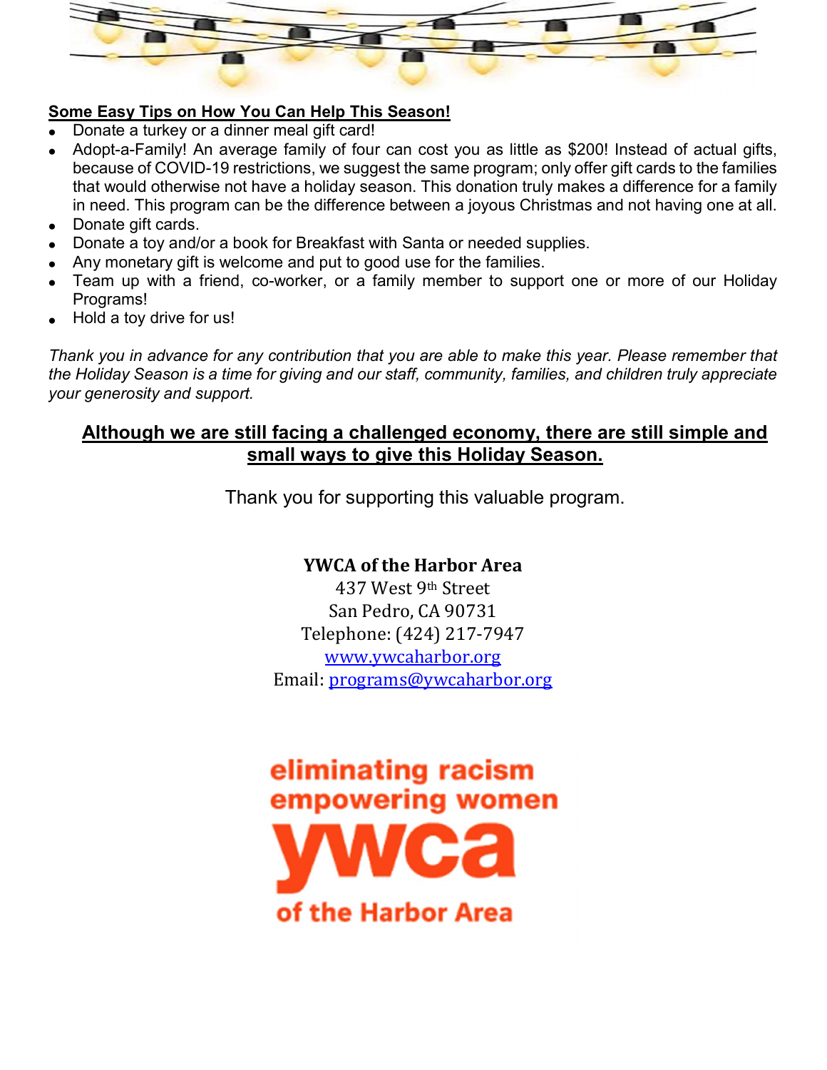**Some Easy Tips on How You Can Help This Season!**

- Donate a turkey or a dinner meal gift card!
- Adopt-a-Family! An average family of four can cost you as little as $200! Instead of actual gifts, because of COVID-19 restrictions, we suggest the same program; only offer gift cards to the families that would otherwise not have a holiday season. This donation truly makes a difference for a family in need. This program can be the difference between a joyous Christmas and not having one at all.
- Donate gift cards.
- Donate a toy and/or a book for Breakfast with Santa or needed supplies.
- Any monetary gift is welcome and put to good use for the families.
- Team up with a friend, co-worker, or a family member to support one or more of our Holiday Programs!
- Hold a toy drive for us!

*Thank you in advance for any contribution that you are able to make this year. Please remember that the Holiday Season is a time for giving and our staff, community, families, and children truly appreciate your generosity and support.*

**Although we are still facing a challenged economy, there are still simple and small ways to give this Holiday Season.**

Thank you for supporting this valuable program.

**YWCA of the Harbor Area**
437 West 9th Street
San Pedro, CA 90731
Telephone: (424) 217-7947
www.ywcaharbor.org
Email: programs@ywcaharbor.org

eliminating racism
empowering women
ywca
of the Harbor Area